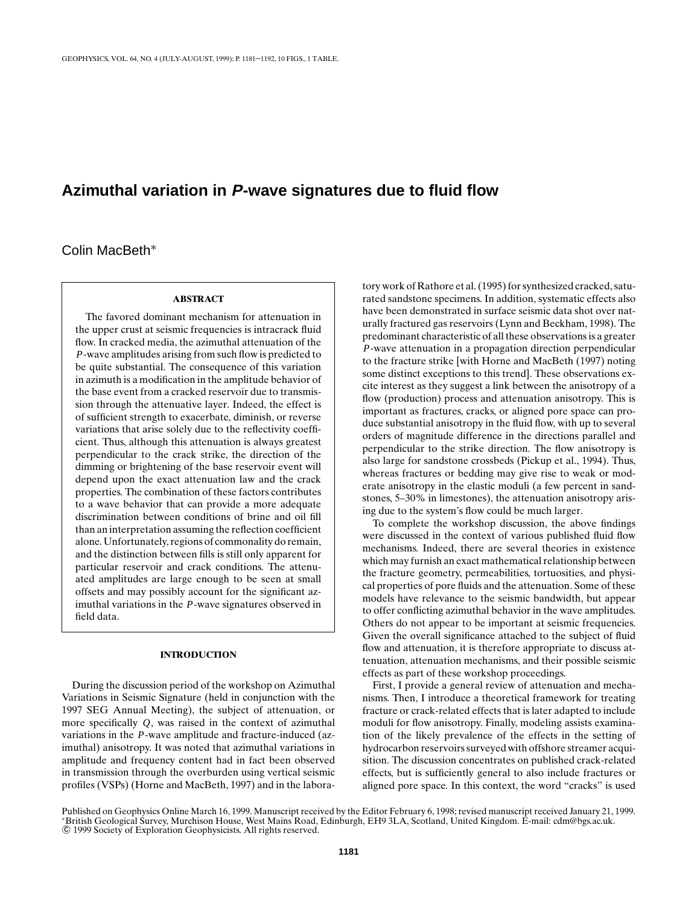# Azimuthal variation in *P*-wave signatures due to fluid flow

Colin MacBeth*

## ABSTRACT

The favored dominant mechanism for attenuation in the upper crust at seismic frequencies is intracrack fluid flow. In cracked media, the azimuthal attenuation of the *P*-wave amplitudes arising from such flow is predicted to be quite substantial. The consequence of this variation in azimuth is a modification in the amplitude behavior of the base event from a cracked reservoir due to transmission through the attenuative layer. Indeed, the effect is of sufficient strength to exacerbate, diminish, or reverse variations that arise solely due to the reflectivity coefficient. Thus, although this attenuation is always greatest perpendicular to the crack strike, the direction of the dimming or brightening of the base reservoir event will depend upon the exact attenuation law and the crack properties. The combination of these factors contributes to a wave behavior that can provide a more adequate discrimination between conditions of brine and oil fill than an interpretation assuming the reflection coefficient alone. Unfortunately, regions of commonality do remain, and the distinction between fills is still only apparent for particular reservoir and crack conditions. The attenuated amplitudes are large enough to be seen at small offsets and may possibly account for the significant azimuthal variations in the *P*-wave signatures observed in field data.

## INTRODUCTION

During the discussion period of the workshop on Azimuthal Variations in Seismic Signature (held in conjunction with the 1997 SEG Annual Meeting), the subject of attenuation, or more specifically $Q$, was raised in the context of azimuthal variations in the *P*-wave amplitude and fracture-induced (azimuthal) anisotropy. It was noted that azimuthal variations in amplitude and frequency content had in fact been observed in transmission through the overburden using vertical seismic profiles (VSPs) (Horne and MacBeth, 1997) and in the laboratory work of Rathore et al. (1995) for synthesized cracked, saturated sandstone specimens. In addition, systematic effects also have been demonstrated in surface seismic data shot over naturally fractured gas reservoirs (Lynn and Beckham, 1998). The predominant characteristic of all these observations is a greater *P*-wave attenuation in a propagation direction perpendicular to the fracture strike [with Horne and MacBeth (1997) noting some distinct exceptions to this trend]. These observations excite interest as they suggest a link between the anisotropy of a flow (production) process and attenuation anisotropy. This is important as fractures, cracks, or aligned pore space can produce substantial anisotropy in the fluid flow, with up to several orders of magnitude difference in the directions parallel and perpendicular to the strike direction. The flow anisotropy is also large for sandstone crossbeds (Pickup et al., 1994). Thus, whereas fractures or bedding may give rise to weak or moderate anisotropy in the elastic moduli (a few percent in sandstones, 5–30% in limestones), the attenuation anisotropy arising due to the system's flow could be much larger.

To complete the workshop discussion, the above findings were discussed in the context of various published fluid flow mechanisms. Indeed, there are several theories in existence which may furnish an exact mathematical relationship between the fracture geometry, permeabilities, tortuosities, and physical properties of pore fluids and the attenuation. Some of these models have relevance to the seismic bandwidth, but appear to offer conflicting azimuthal behavior in the wave amplitudes. Others do not appear to be important at seismic frequencies. Given the overall significance attached to the subject of fluid flow and attenuation, it is therefore appropriate to discuss attenuation, attenuation mechanisms, and their possible seismic effects as part of these workshop proceedings.

First, I provide a general review of attenuation and mechanisms. Then, I introduce a theoretical framework for treating fracture or crack-related effects that is later adapted to include moduli for flow anisotropy. Finally, modeling assists examination of the likely prevalence of the effects in the setting of hydrocarbon reservoirs surveyed with offshore streamer acquisition. The discussion concentrates on published crack-related effects, but is sufficiently general to also include fractures or aligned pore space. In this context, the word "cracks" is used

Published on Geophysics Online March 16, 1999. Manuscript received by the Editor February 6, 1998; revised manuscript received January 21, 1999.
*British Geological Survey, Murchison House, West Mains Road, Edinburgh, EH9 3LA, Scotland, United Kingdom. E-mail: cdm@bgs.ac.uk.
© 1999 Society of Exploration Geophysicists. All rights reserved.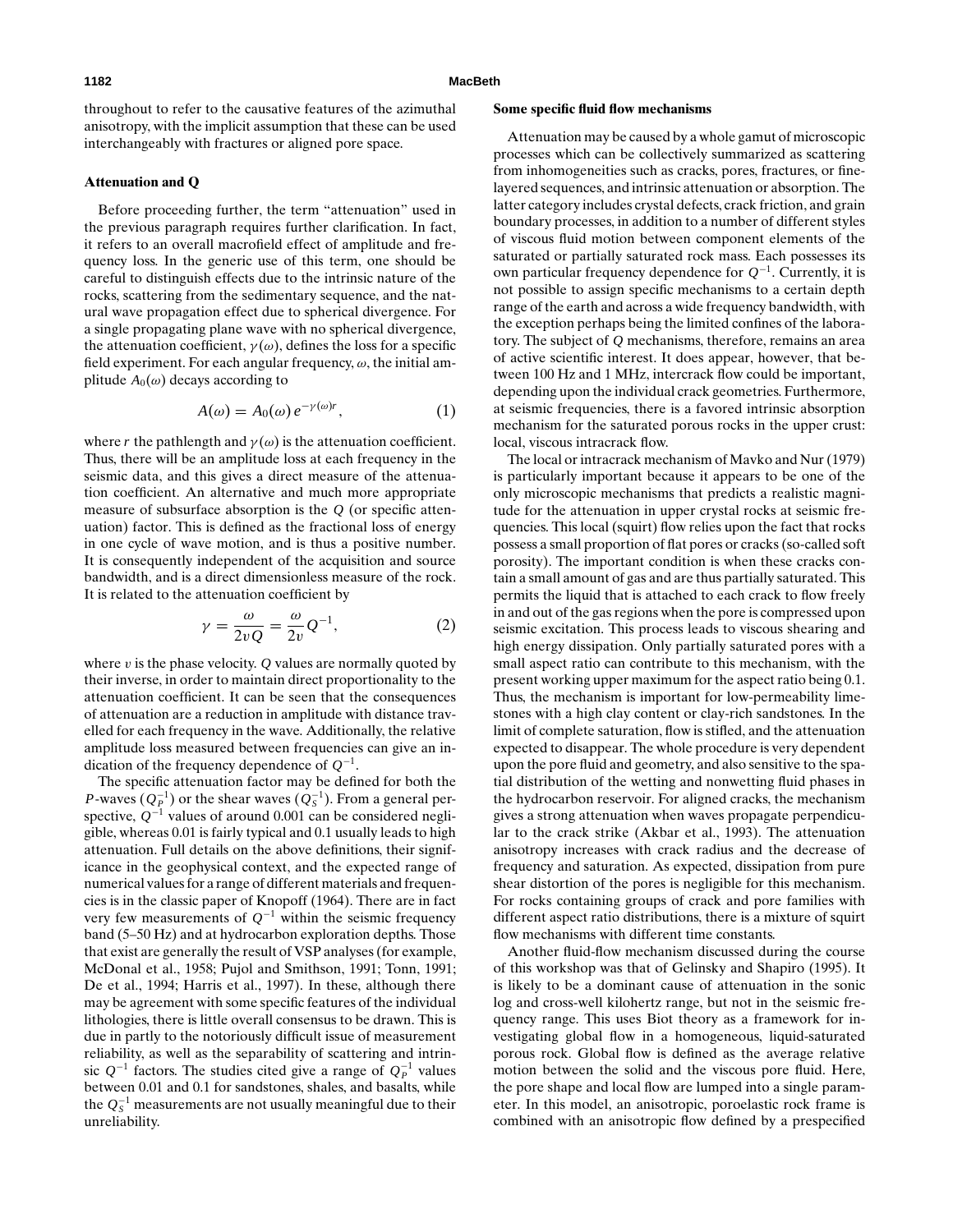throughout to refer to the causative features of the azimuthal anisotropy, with the implicit assumption that these can be used interchangeably with fractures or aligned pore space.

### Attenuation and Q

Before proceeding further, the term "attenuation" used in the previous paragraph requires further clarification. In fact, it refers to an overall macrofield effect of amplitude and frequency loss. In the generic use of this term, one should be careful to distinguish effects due to the intrinsic nature of the rocks, scattering from the sedimentary sequence, and the natural wave propagation effect due to spherical divergence. For a single propagating plane wave with no spherical divergence, the attenuation coefficient, $\gamma(\omega)$, defines the loss for a specific field experiment. For each angular frequency, $\omega$, the initial amplitude $A_0(\omega)$ decays according to

$$A(\omega) = A_0(\omega)\, e^{-\gamma(\omega) r}, \tag{1}$$

where $r$ the pathlength and $\gamma(\omega)$ is the attenuation coefficient. Thus, there will be an amplitude loss at each frequency in the seismic data, and this gives a direct measure of the attenuation coefficient. An alternative and much more appropriate measure of subsurface absorption is the $Q$ (or specific attenuation) factor. This is defined as the fractional loss of energy in one cycle of wave motion, and is thus a positive number. It is consequently independent of the acquisition and source bandwidth, and is a direct dimensionless measure of the rock. It is related to the attenuation coefficient by

$$\gamma = \frac{\omega}{2vQ} = \frac{\omega}{2v} Q^{-1}, \tag{2}$$

where $v$ is the phase velocity. $Q$ values are normally quoted by their inverse, in order to maintain direct proportionality to the attenuation coefficient. It can be seen that the consequences of attenuation are a reduction in amplitude with distance travelled for each frequency in the wave. Additionally, the relative amplitude loss measured between frequencies can give an indication of the frequency dependence of $Q^{-1}$.

The specific attenuation factor may be defined for both the $P$-waves ($Q_P^{-1}$) or the shear waves ($Q_S^{-1}$). From a general perspective, $Q^{-1}$ values of around 0.001 can be considered negligible, whereas 0.01 is fairly typical and 0.1 usually leads to high attenuation. Full details on the above definitions, their significance in the geophysical context, and the expected range of numerical values for a range of different materials and frequencies is in the classic paper of Knopoff (1964). There are in fact very few measurements of $Q^{-1}$ within the seismic frequency band (5–50 Hz) and at hydrocarbon exploration depths. Those that exist are generally the result of VSP analyses (for example, McDonal et al., 1958; Pujol and Smithson, 1991; Tonn, 1991; De et al., 1994; Harris et al., 1997). In these, although there may be agreement with some specific features of the individual lithologies, there is little overall consensus to be drawn. This is due in partly to the notoriously difficult issue of measurement reliability, as well as the separability of scattering and intrinsic $Q^{-1}$ factors. The studies cited give a range of $Q_P^{-1}$ values between 0.01 and 0.1 for sandstones, shales, and basalts, while the $Q_S^{-1}$ measurements are not usually meaningful due to their unreliability.

### Some specific fluid flow mechanisms

Attenuation may be caused by a whole gamut of microscopic processes which can be collectively summarized as scattering from inhomogeneities such as cracks, pores, fractures, or fine-layered sequences, and intrinsic attenuation or absorption. The latter category includes crystal defects, crack friction, and grain boundary processes, in addition to a number of different styles of viscous fluid motion between component elements of the saturated or partially saturated rock mass. Each possesses its own particular frequency dependence for $Q^{-1}$. Currently, it is not possible to assign specific mechanisms to a certain depth range of the earth and across a wide frequency bandwidth, with the exception perhaps being the limited confines of the laboratory. The subject of $Q$ mechanisms, therefore, remains an area of active scientific interest. It does appear, however, that between 100 Hz and 1 MHz, intercrack flow could be important, depending upon the individual crack geometries. Furthermore, at seismic frequencies, there is a favored intrinsic absorption mechanism for the saturated porous rocks in the upper crust: local, viscous intracrack flow.

The local or intracrack mechanism of Mavko and Nur (1979) is particularly important because it appears to be one of the only microscopic mechanisms that predicts a realistic magnitude for the attenuation in upper crystal rocks at seismic frequencies. This local (squirt) flow relies upon the fact that rocks possess a small proportion of flat pores or cracks (so-called soft porosity). The important condition is when these cracks contain a small amount of gas and are thus partially saturated. This permits the liquid that is attached to each crack to flow freely in and out of the gas regions when the pore is compressed upon seismic excitation. This process leads to viscous shearing and high energy dissipation. Only partially saturated pores with a small aspect ratio can contribute to this mechanism, with the present working upper maximum for the aspect ratio being 0.1. Thus, the mechanism is important for low-permeability limestones with a high clay content or clay-rich sandstones. In the limit of complete saturation, flow is stifled, and the attenuation expected to disappear. The whole procedure is very dependent upon the pore fluid and geometry, and also sensitive to the spatial distribution of the wetting and nonwetting fluid phases in the hydrocarbon reservoir. For aligned cracks, the mechanism gives a strong attenuation when waves propagate perpendicular to the crack strike (Akbar et al., 1993). The attenuation anisotropy increases with crack radius and the decrease of frequency and saturation. As expected, dissipation from pure shear distortion of the pores is negligible for this mechanism. For rocks containing groups of crack and pore families with different aspect ratio distributions, there is a mixture of squirt flow mechanisms with different time constants.

Another fluid-flow mechanism discussed during the course of this workshop was that of Gelinsky and Shapiro (1995). It is likely to be a dominant cause of attenuation in the sonic log and cross-well kilohertz range, but not in the seismic frequency range. This uses Biot theory as a framework for investigating global flow in a homogeneous, liquid-saturated porous rock. Global flow is defined as the average relative motion between the solid and the viscous pore fluid. Here, the pore shape and local flow are lumped into a single parameter. In this model, an anisotropic, poroelastic rock frame is combined with an anisotropic flow defined by a prespecified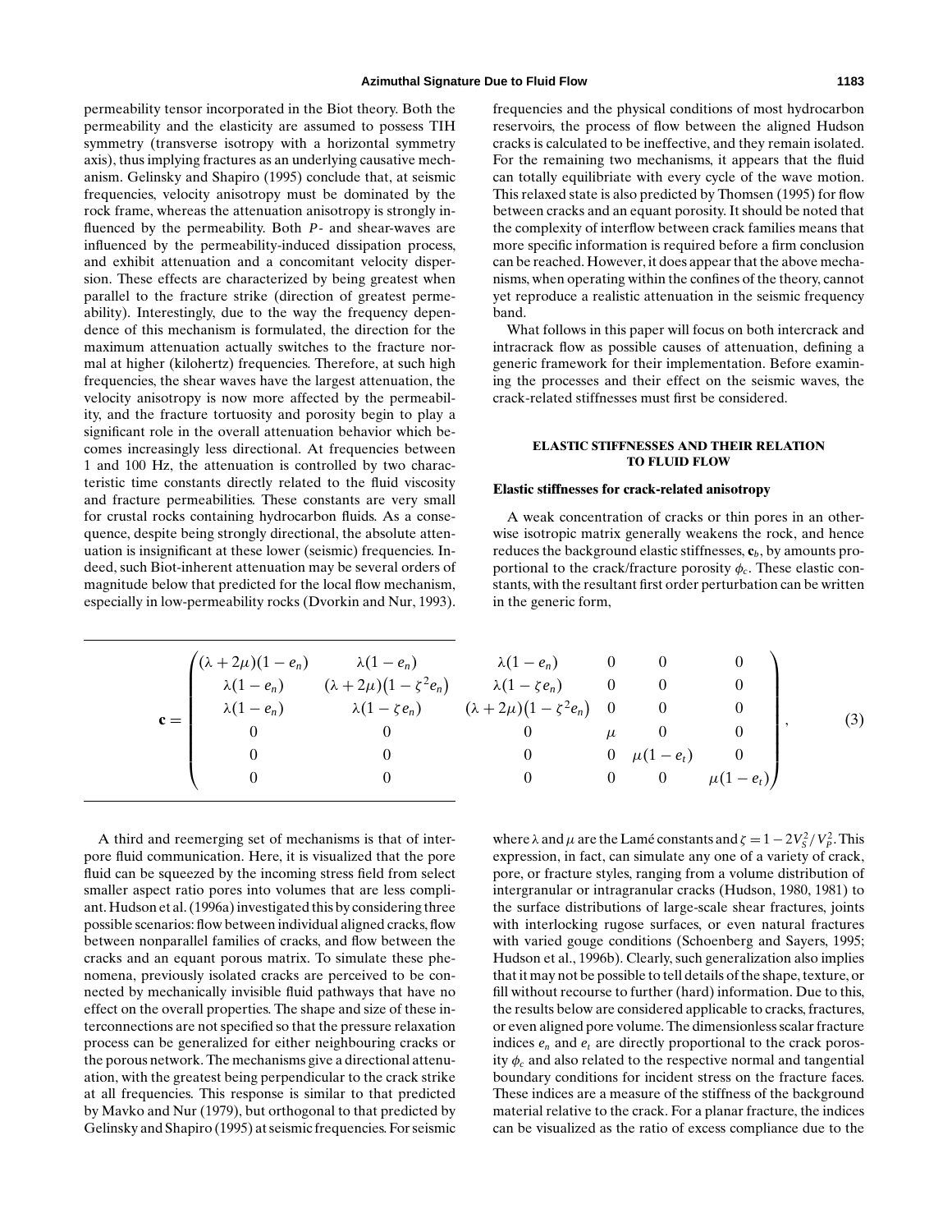permeability tensor incorporated in the Biot theory. Both the permeability and the elasticity are assumed to possess TIH symmetry (transverse isotropy with a horizontal symmetry axis), thus implying fractures as an underlying causative mechanism. Gelinsky and Shapiro (1995) conclude that, at seismic frequencies, velocity anisotropy must be dominated by the rock frame, whereas the attenuation anisotropy is strongly influenced by the permeability. Both *P*- and shear-waves are influenced by the permeability-induced dissipation process, and exhibit attenuation and a concomitant velocity dispersion. These effects are characterized by being greatest when parallel to the fracture strike (direction of greatest permeability). Interestingly, due to the way the frequency dependence of this mechanism is formulated, the direction for the maximum attenuation actually switches to the fracture normal at higher (kilohertz) frequencies. Therefore, at such high frequencies, the shear waves have the largest attenuation, the velocity anisotropy is now more affected by the permeability, and the fracture tortuosity and porosity begin to play a significant role in the overall attenuation behavior which becomes increasingly less directional. At frequencies between 1 and 100 Hz, the attenuation is controlled by two characteristic time constants directly related to the fluid viscosity and fracture permeabilities. These constants are very small for crustal rocks containing hydrocarbon fluids. As a consequence, despite being strongly directional, the absolute attenuation is insignificant at these lower (seismic) frequencies. Indeed, such Biot-inherent attenuation may be several orders of magnitude below that predicted for the local flow mechanism, especially in low-permeability rocks (Dvorkin and Nur, 1993).

A third and reemerging set of mechanisms is that of interpore fluid communication. Here, it is visualized that the pore fluid can be squeezed by the incoming stress field from select smaller aspect ratio pores into volumes that are less compliant. Hudson et al. (1996a) investigated this by considering three possible scenarios: flow between individual aligned cracks, flow between nonparallel families of cracks, and flow between the cracks and an equant porous matrix. To simulate these phenomena, previously isolated cracks are perceived to be connected by mechanically invisible fluid pathways that have no effect on the overall properties. The shape and size of these interconnections are not specified so that the pressure relaxation process can be generalized for either neighbouring cracks or the porous network. The mechanisms give a directional attenuation, with the greatest being perpendicular to the crack strike at all frequencies. This response is similar to that predicted by Mavko and Nur (1979), but orthogonal to that predicted by Gelinsky and Shapiro (1995) at seismic frequencies. For seismic frequencies and the physical conditions of most hydrocarbon reservoirs, the process of flow between the aligned Hudson cracks is calculated to be ineffective, and they remain isolated. For the remaining two mechanisms, it appears that the fluid can totally equilibriate with every cycle of the wave motion. This relaxed state is also predicted by Thomsen (1995) for flow between cracks and an equant porosity. It should be noted that the complexity of interflow between crack families means that more specific information is required before a firm conclusion can be reached. However, it does appear that the above mechanisms, when operating within the confines of the theory, cannot yet reproduce a realistic attenuation in the seismic frequency band.

What follows in this paper will focus on both intercrack and intracrack flow as possible causes of attenuation, defining a generic framework for their implementation. Before examining the processes and their effect on the seismic waves, the crack-related stiffnesses must first be considered.

## ELASTIC STIFFNESSES AND THEIR RELATION TO FLUID FLOW

### Elastic stiffnesses for crack-related anisotropy

A weak concentration of cracks or thin pores in an otherwise isotropic matrix generally weakens the rock, and hence reduces the background elastic stiffnesses, $\mathbf{c}_b$, by amounts proportional to the crack/fracture porosity $\phi_c$. These elastic constants, with the resultant first order perturbation can be written in the generic form,

$$
\mathbf{c} = \begin{pmatrix}
(\lambda+2\mu)(1-e_n) & \lambda(1-e_n) & \lambda(1-e_n) & 0 & 0 & 0 \\
\lambda(1-e_n) & (\lambda+2\mu)(1-\zeta^2 e_n) & \lambda(1-\zeta e_n) & 0 & 0 & 0 \\
\lambda(1-e_n) & \lambda(1-\zeta e_n) & (\lambda+2\mu)(1-\zeta^2 e_n) & 0 & 0 & 0 \\
0 & 0 & 0 & \mu & 0 & 0 \\
0 & 0 & 0 & 0 & \mu(1-e_t) & 0 \\
0 & 0 & 0 & 0 & 0 & \mu(1-e_t)
\end{pmatrix}, \tag{3}
$$

where $\lambda$ and $\mu$ are the Lamé constants and $\zeta = 1 - 2V_S^2/V_P^2$. This expression, in fact, can simulate any one of a variety of crack, pore, or fracture styles, ranging from a volume distribution of intergranular or intragranular cracks (Hudson, 1980, 1981) to the surface distributions of large-scale shear fractures, joints with interlocking rugose surfaces, or even natural fractures with varied gouge conditions (Schoenberg and Sayers, 1995; Hudson et al., 1996b). Clearly, such generalization also implies that it may not be possible to tell details of the shape, texture, or fill without recourse to further (hard) information. Due to this, the results below are considered applicable to cracks, fractures, or even aligned pore volume. The dimensionless scalar fracture indices $e_n$ and $e_t$ are directly proportional to the crack porosity $\phi_c$ and also related to the respective normal and tangential boundary conditions for incident stress on the fracture faces. These indices are a measure of the stiffness of the background material relative to the crack. For a planar fracture, the indices can be visualized as the ratio of excess compliance due to the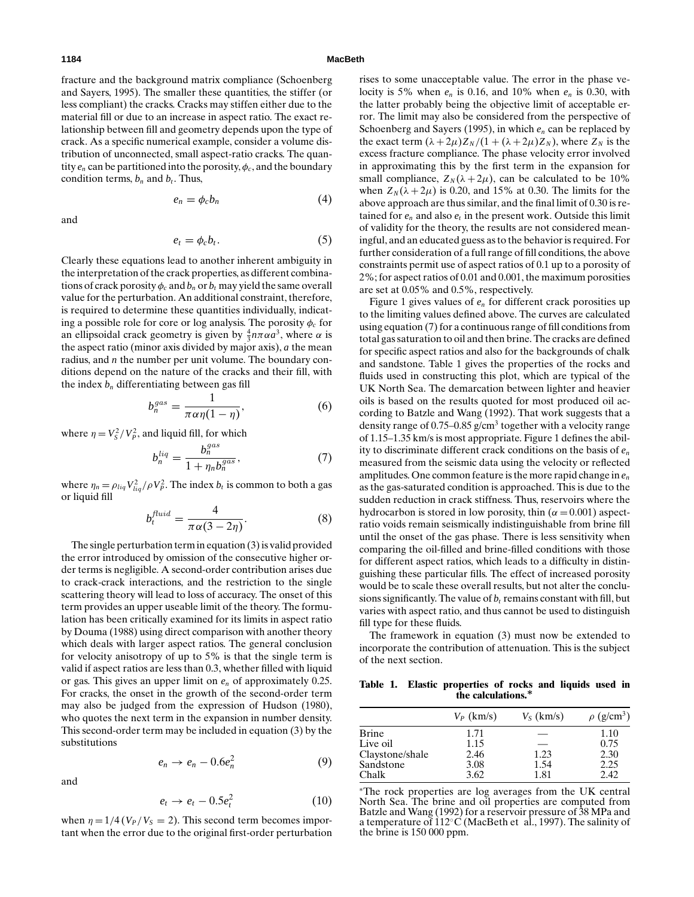fracture and the background matrix compliance (Schoenberg and Sayers, 1995). The smaller these quantities, the stiffer (or less compliant) the cracks. Cracks may stiffen either due to the material fill or due to an increase in aspect ratio. The exact relationship between fill and geometry depends upon the type of crack. As a specific numerical example, consider a volume distribution of unconnected, small aspect-ratio cracks. The quantity $e_n$ can be partitioned into the porosity, $\phi_c$, and the boundary condition terms, $b_n$ and $b_t$. Thus,

$$e_n = \phi_c b_n \tag{4}$$

and

$$e_t = \phi_c b_t. \tag{5}$$

Clearly these equations lead to another inherent ambiguity in the interpretation of the crack properties, as different combinations of crack porosity $\phi_c$ and $b_n$ or $b_t$ may yield the same overall value for the perturbation. An additional constraint, therefore, is required to determine these quantities individually, indicating a possible role for core or log analysis. The porosity $\phi_c$ for an ellipsoidal crack geometry is given by $\frac{4}{3}n\pi\alpha a^3$, where $\alpha$ is the aspect ratio (minor axis divided by major axis), $a$ the mean radius, and $n$ the number per unit volume. The boundary conditions depend on the nature of the cracks and their fill, with the index $b_n$ differentiating between gas fill

$$b_n^{gas} = \frac{1}{\pi\alpha\eta(1-\eta)}, \tag{6}$$

where $\eta = V_S^2/V_P^2$, and liquid fill, for which

$$b_n^{liq} = \frac{b_n^{gas}}{1 + \eta_n b_n^{gas}}, \tag{7}$$

where $\eta_n = \rho_{liq}V_{liq}^2/\rho V_P^2$. The index $b_t$ is common to both a gas or liquid fill

$$b_t^{fluid} = \frac{4}{\pi\alpha(3-2\eta)}. \tag{8}$$

The single perturbation term in equation (3) is valid provided the error introduced by omission of the consecutive higher order terms is negligible. A second-order contribution arises due to crack-crack interactions, and the restriction to the single scattering theory will lead to loss of accuracy. The onset of this term provides an upper useable limit of the theory. The formulation has been critically examined for its limits in aspect ratio by Douma (1988) using direct comparison with another theory which deals with larger aspect ratios. The general conclusion for velocity anisotropy of up to 5% is that the single term is valid if aspect ratios are less than 0.3, whether filled with liquid or gas. This gives an upper limit on $e_n$ of approximately 0.25. For cracks, the onset in the growth of the second-order term may also be judged from the expression of Hudson (1980), who quotes the next term in the expansion in number density. This second-order term may be included in equation (3) by the substitutions

$$e_n \rightarrow e_n - 0.6e_n^2 \tag{9}$$

and

$$e_t \rightarrow e_t - 0.5e_t^2 \tag{10}$$

when $\eta = 1/4$ ($V_P/V_S = 2$). This second term becomes important when the error due to the original first-order perturbation rises to some unacceptable value. The error in the phase velocity is 5% when $e_n$ is 0.16, and 10% when $e_n$ is 0.30, with the latter probably being the objective limit of acceptable error. The limit may also be considered from the perspective of Schoenberg and Sayers (1995), in which $e_n$ can be replaced by the exact term $(\lambda + 2\mu)Z_N/(1 + (\lambda + 2\mu)Z_N)$, where $Z_N$ is the excess fracture compliance. The phase velocity error involved in approximating this by the first term in the expansion for small compliance, $Z_N(\lambda + 2\mu)$, can be calculated to be 10% when $Z_N(\lambda + 2\mu)$ is 0.20, and 15% at 0.30. The limits for the above approach are thus similar, and the final limit of 0.30 is retained for $e_n$ and also $e_t$ in the present work. Outside this limit of validity for the theory, the results are not considered meaningful, and an educated guess as to the behavior is required. For further consideration of a full range of fill conditions, the above constraints permit use of aspect ratios of 0.1 up to a porosity of 2%; for aspect ratios of 0.01 and 0.001, the maximum porosities are set at 0.05% and 0.5%, respectively.

Figure 1 gives values of $e_n$ for different crack porosities up to the limiting values defined above. The curves are calculated using equation (7) for a continuous range of fill conditions from total gas saturation to oil and then brine. The cracks are defined for specific aspect ratios and also for the backgrounds of chalk and sandstone. Table 1 gives the properties of the rocks and fluids used in constructing this plot, which are typical of the UK North Sea. The demarcation between lighter and heavier oils is based on the results quoted for most produced oil according to Batzle and Wang (1992). That work suggests that a density range of 0.75–0.85 g/cm$^3$ together with a velocity range of 1.15–1.35 km/s is most appropriate. Figure 1 defines the ability to discriminate different crack conditions on the basis of $e_n$ measured from the seismic data using the velocity or reflected amplitudes. One common feature is the more rapid change in $e_n$ as the gas-saturated condition is approached. This is due to the sudden reduction in crack stiffness. Thus, reservoirs where the hydrocarbon is stored in low porosity, thin ($\alpha = 0.001$) aspect-ratio voids remain seismically indistinguishable from brine fill until the onset of the gas phase. There is less sensitivity when comparing the oil-filled and brine-filled conditions with those for different aspect ratios, which leads to a difficulty in distinguishing these particular fills. The effect of increased porosity would be to scale these overall results, but not alter the conclusions significantly. The value of $b_t$ remains constant with fill, but varies with aspect ratio, and thus cannot be used to distinguish fill type for these fluids.

The framework in equation (3) must now be extended to incorporate the contribution of attenuation. This is the subject of the next section.

**Table 1. Elastic properties of rocks and liquids used in the calculations.***

| | $V_P$ (km/s) | $V_S$ (km/s) | $\rho$ (g/cm$^3$) |
|---|---|---|---|
| Brine | 1.71 | — | 1.10 |
| Live oil | 1.15 | — | 0.75 |
| Claystone/shale | 2.46 | 1.23 | 2.30 |
| Sandstone | 3.08 | 1.54 | 2.25 |
| Chalk | 3.62 | 1.81 | 2.42 |

*The rock properties are log averages from the UK central North Sea. The brine and oil properties are computed from Batzle and Wang (1992) for a reservoir pressure of 38 MPa and a temperature of 112°C (MacBeth et al., 1997). The salinity of the brine is 150 000 ppm.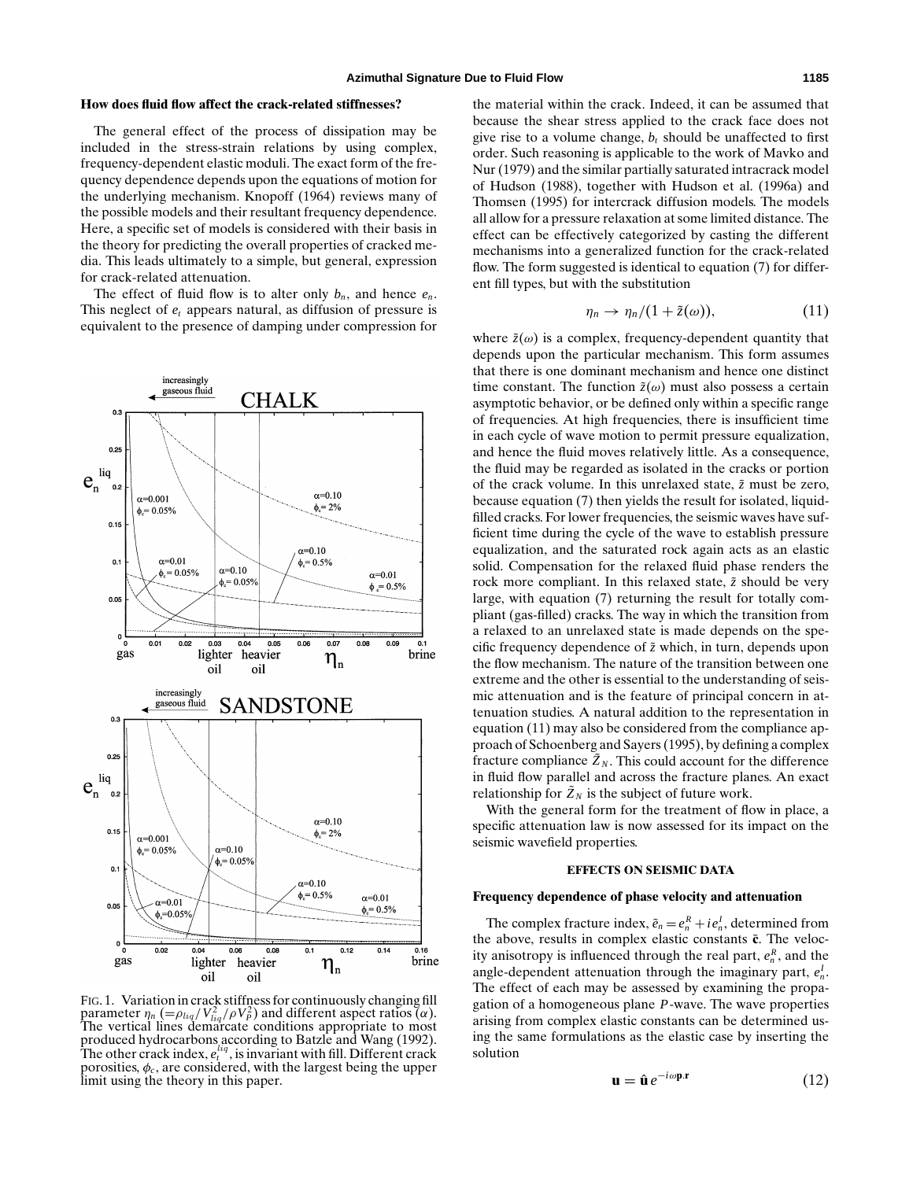### How does fluid flow affect the crack-related stiffnesses?

The general effect of the process of dissipation may be included in the stress-strain relations by using complex, frequency-dependent elastic moduli. The exact form of the frequency dependence depends upon the equations of motion for the underlying mechanism. Knopoff (1964) reviews many of the possible models and their resultant frequency dependence. Here, a specific set of models is considered with their basis in the theory for predicting the overall properties of cracked media. This leads ultimately to a simple, but general, expression for crack-related attenuation.

The effect of fluid flow is to alter only $b_n$, and hence $e_n$. This neglect of $e_t$ appears natural, as diffusion of pressure is equivalent to the presence of damping under compression for the material within the crack. Indeed, it can be assumed that because the shear stress applied to the crack face does not give rise to a volume change, $b_t$ should be unaffected to first order. Such reasoning is applicable to the work of Mavko and Nur (1979) and the similar partially saturated intracrack model of Hudson (1988), together with Hudson et al. (1996a) and Thomsen (1995) for intercrack diffusion models. The models all allow for a pressure relaxation at some limited distance. The effect can be effectively categorized by casting the different mechanisms into a generalized function for the crack-related flow. The form suggested is identical to equation (7) for different fill types, but with the substitution

$$\eta_n \rightarrow \eta_n/(1 + \tilde{z}(\omega)), \tag{11}$$

where $\tilde{z}(\omega)$ is a complex, frequency-dependent quantity that depends upon the particular mechanism. This form assumes that there is one dominant mechanism and hence one distinct time constant. The function $\tilde{z}(\omega)$ must also possess a certain asymptotic behavior, or be defined only within a specific range of frequencies. At high frequencies, there is insufficient time in each cycle of wave motion to permit pressure equalization, and hence the fluid moves relatively little. As a consequence, the fluid may be regarded as isolated in the cracks or portion of the crack volume. In this unrelaxed state, $\tilde{z}$ must be zero, because equation (7) then yields the result for isolated, liquid-filled cracks. For lower frequencies, the seismic waves have sufficient time during the cycle of the wave to establish pressure equalization, and the saturated rock again acts as an elastic solid. Compensation for the relaxed fluid phase renders the rock more compliant. In this relaxed state, $\tilde{z}$ should be very large, with equation (7) returning the result for totally compliant (gas-filled) cracks. The way in which the transition from a relaxed to an unrelaxed state is made depends on the specific frequency dependence of $\tilde{z}$ which, in turn, depends upon the flow mechanism. The nature of the transition between one extreme and the other is essential to the understanding of seismic attenuation and is the feature of principal concern in attenuation studies. A natural addition to the representation in equation (11) may also be considered from the compliance approach of Schoenberg and Sayers (1995), by defining a complex fracture compliance $\tilde{Z}_N$. This could account for the difference in fluid flow parallel and across the fracture planes. An exact relationship for $\tilde{Z}_N$ is the subject of future work.

With the general form for the treatment of flow in place, a specific attenuation law is now assessed for its impact on the seismic wavefield properties.

FIG. 1. Variation in crack stiffness for continuously changing fill parameter $\eta_n$ $(=\rho_{liq}/V_{liq}^2/\rho V_P^2)$ and different aspect ratios ($\alpha$). The vertical lines demarcate conditions appropriate to most produced hydrocarbons according to Batzle and Wang (1992). The other crack index, $e_t^{liq}$, is invariant with fill. Different crack porosities, $\phi_c$, are considered, with the largest being the upper limit using the theory in this paper.

## EFFECTS ON SEISMIC DATA

### Frequency dependence of phase velocity and attenuation

The complex fracture index, $\tilde{e}_n = e_n^R + ie_n^I$, determined from the above, results in complex elastic constants $\tilde{\mathbf{c}}$. The velocity anisotropy is influenced through the real part, $e_n^R$, and the angle-dependent attenuation through the imaginary part, $e_n^I$. The effect of each may be assessed by examining the propagation of a homogeneous plane $P$-wave. The wave properties arising from complex elastic constants can be determined using the same formulations as the elastic case by inserting the solution

$$\mathbf{u} = \hat{\mathbf{u}}\, e^{-i\omega \mathbf{p}.\mathbf{r}} \tag{12}$$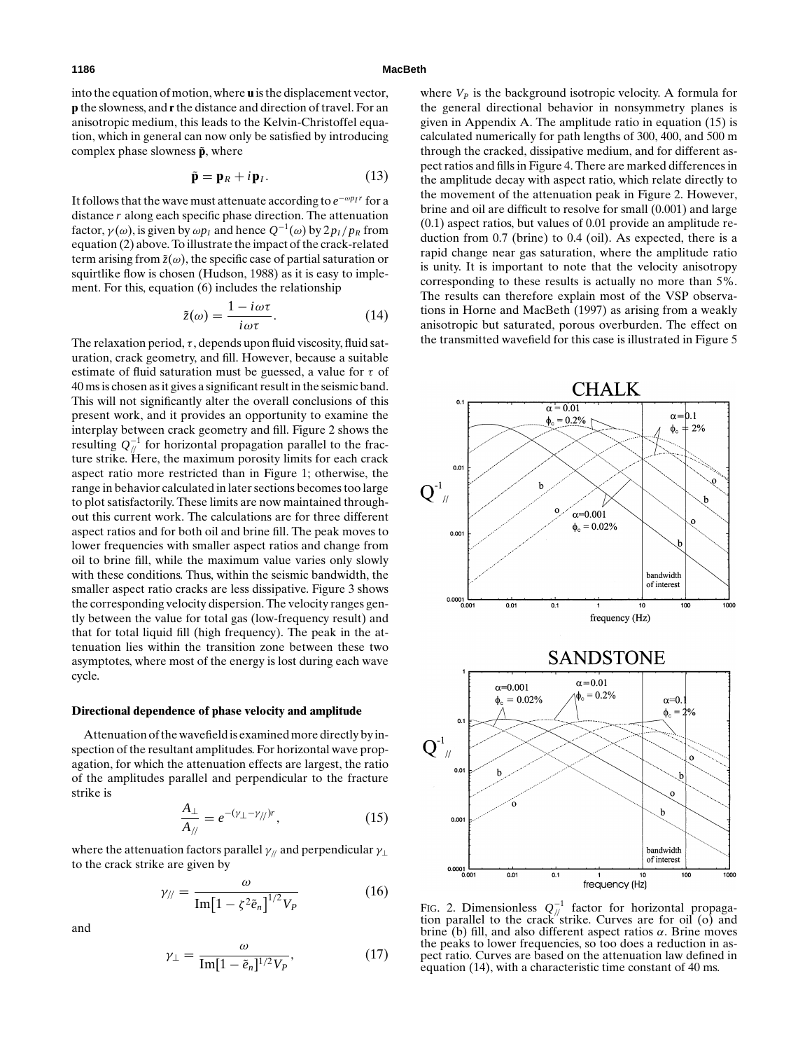into the equation of motion, where **u** is the displacement vector, **p** the slowness, and **r** the distance and direction of travel. For an anisotropic medium, this leads to the Kelvin-Christoffel equation, which in general can now only be satisfied by introducing complex phase slowness $\tilde{\mathbf{p}}$, where

$$\tilde{\mathbf{p}} = \mathbf{p}_R + i\mathbf{p}_I. \tag{13}$$

It follows that the wave must attenuate according to $e^{-\omega p_I r}$ for a distance $r$ along each specific phase direction. The attenuation factor, $\gamma(\omega)$, is given by $\omega p_I$ and hence $Q^{-1}(\omega)$ by $2p_I/p_R$ from equation (2) above. To illustrate the impact of the crack-related term arising from $\tilde{z}(\omega)$, the specific case of partial saturation or squirtlike flow is chosen (Hudson, 1988) as it is easy to implement. For this, equation (6) includes the relationship

$$\tilde{z}(\omega) = \frac{1 - i\omega\tau}{i\omega\tau}. \tag{14}$$

The relaxation period, $\tau$, depends upon fluid viscosity, fluid saturation, crack geometry, and fill. However, because a suitable estimate of fluid saturation must be guessed, a value for $\tau$ of 40 ms is chosen as it gives a significant result in the seismic band. This will not significantly alter the overall conclusions of this present work, and it provides an opportunity to examine the interplay between crack geometry and fill. Figure 2 shows the resulting $Q_{//}^{-1}$ for horizontal propagation parallel to the fracture strike. Here, the maximum porosity limits for each crack aspect ratio more restricted than in Figure 1; otherwise, the range in behavior calculated in later sections becomes too large to plot satisfactorily. These limits are now maintained throughout this current work. The calculations are for three different aspect ratios and for both oil and brine fill. The peak moves to lower frequencies with smaller aspect ratios and change from oil to brine fill, while the maximum value varies only slowly with these conditions. Thus, within the seismic bandwidth, the smaller aspect ratio cracks are less dissipative. Figure 3 shows the corresponding velocity dispersion. The velocity ranges gently between the value for total gas (low-frequency result) and that for total liquid fill (high frequency). The peak in the attenuation lies within the transition zone between these two asymptotes, where most of the energy is lost during each wave cycle.

### Directional dependence of phase velocity and amplitude

Attenuation of the wavefield is examined more directly by inspection of the resultant amplitudes. For horizontal wave propagation, for which the attenuation effects are largest, the ratio of the amplitudes parallel and perpendicular to the fracture strike is

$$\frac{A_{\perp}}{A_{//}} = e^{-(\gamma_{\perp} - \gamma_{//})r}, \tag{15}$$

where the attenuation factors parallel $\gamma_{//}$ and perpendicular $\gamma_{\perp}$ to the crack strike are given by

$$\gamma_{//} = \frac{\omega}{\text{Im}\left[1 - \zeta^2 \tilde{e}_n\right]^{1/2} V_P} \tag{16}$$

and

$$\gamma_{\perp} = \frac{\omega}{\text{Im}[1 - \tilde{e}_n]^{1/2} V_P}, \tag{17}$$

where $V_P$ is the background isotropic velocity. A formula for the general directional behavior in nonsymmetry planes is given in Appendix A. The amplitude ratio in equation (15) is calculated numerically for path lengths of 300, 400, and 500 m through the cracked, dissipative medium, and for different aspect ratios and fills in Figure 4. There are marked differences in the amplitude decay with aspect ratio, which relate directly to the movement of the attenuation peak in Figure 2. However, brine and oil are difficult to resolve for small (0.001) and large (0.1) aspect ratios, but values of 0.01 provide an amplitude reduction from 0.7 (brine) to 0.4 (oil). As expected, there is a rapid change near gas saturation, where the amplitude ratio is unity. It is important to note that the velocity anisotropy corresponding to these results is actually no more than 5%. The results can therefore explain most of the VSP observations in Horne and MacBeth (1997) as arising from a weakly anisotropic but saturated, porous overburden. The effect on the transmitted wavefield for this case is illustrated in Figure 5

FIG. 2. Dimensionless $Q_{//}^{-1}$ factor for horizontal propagation parallel to the crack strike. Curves are for oil (o) and brine (b) fill, and also different aspect ratios $\alpha$. Brine moves the peaks to lower frequencies, so too does a reduction in aspect ratio. Curves are based on the attenuation law defined in equation (14), with a characteristic time constant of 40 ms.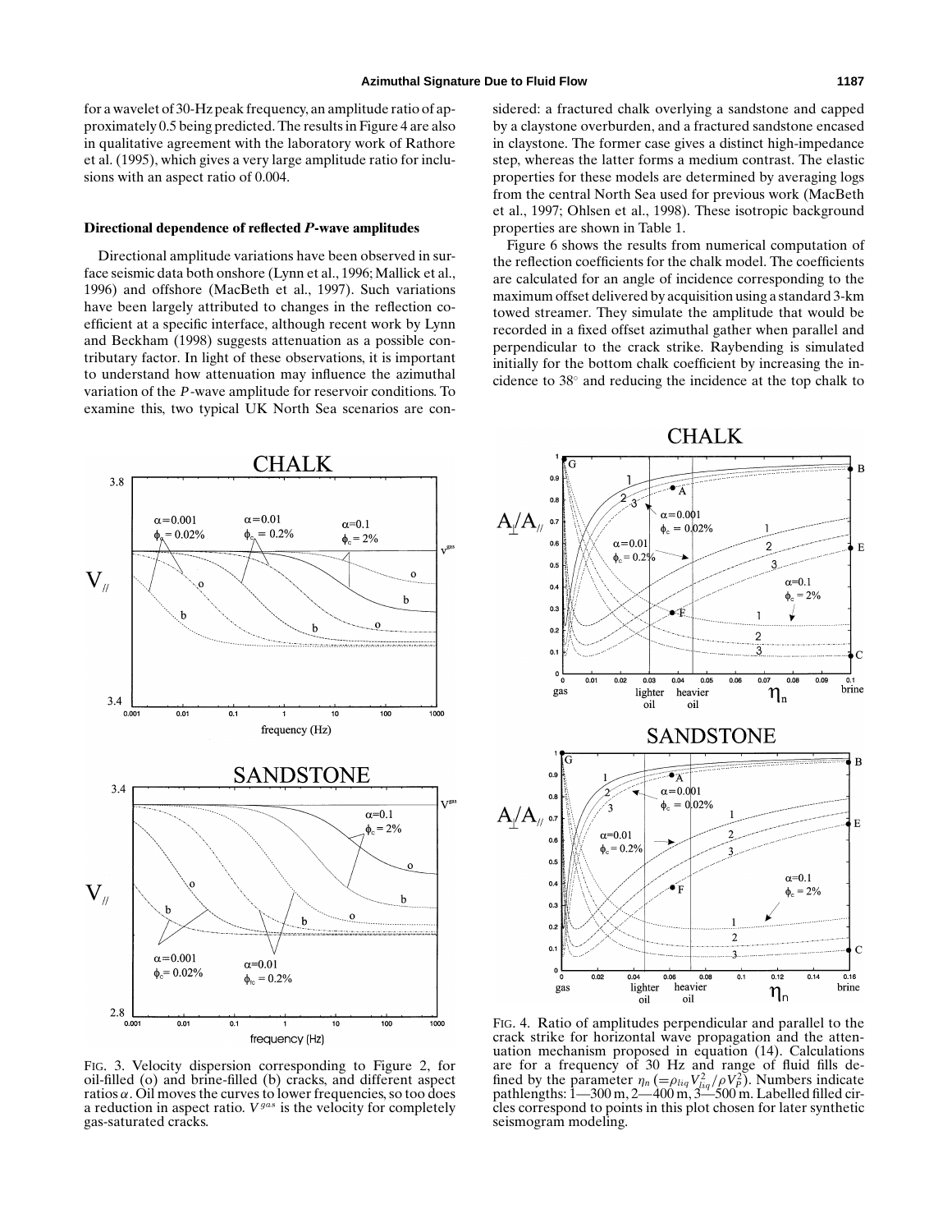for a wavelet of 30-Hz peak frequency, an amplitude ratio of approximately 0.5 being predicted. The results in Figure 4 are also in qualitative agreement with the laboratory work of Rathore et al. (1995), which gives a very large amplitude ratio for inclusions with an aspect ratio of 0.004.

### Directional dependence of reflected *P*-wave amplitudes

Directional amplitude variations have been observed in surface seismic data both onshore (Lynn et al., 1996; Mallick et al., 1996) and offshore (MacBeth et al., 1997). Such variations have been largely attributed to changes in the reflection coefficient at a specific interface, although recent work by Lynn and Beckham (1998) suggests attenuation as a possible contributary factor. In light of these observations, it is important to understand how attenuation may influence the azimuthal variation of the *P*-wave amplitude for reservoir conditions. To examine this, two typical UK North Sea scenarios are considered: a fractured chalk overlying a sandstone and capped by a claystone overburden, and a fractured sandstone encased in claystone. The former case gives a distinct high-impedance step, whereas the latter forms a medium contrast. The elastic properties for these models are determined by averaging logs from the central North Sea used for previous work (MacBeth et al., 1997; Ohlsen et al., 1998). These isotropic background properties are shown in Table 1.

Figure 6 shows the results from numerical computation of the reflection coefficients for the chalk model. The coefficients are calculated for an angle of incidence corresponding to the maximum offset delivered by acquisition using a standard 3-km towed streamer. They simulate the amplitude that would be recorded in a fixed offset azimuthal gather when parallel and perpendicular to the crack strike. Raybending is simulated initially for the bottom chalk coefficient by increasing the incidence to 38° and reducing the incidence at the top chalk to

FIG. 3. Velocity dispersion corresponding to Figure 2, for oil-filled (o) and brine-filled (b) cracks, and different aspect ratios $\alpha$. Oil moves the curves to lower frequencies, so too does a reduction in aspect ratio. $V^{gas}$ is the velocity for completely gas-saturated cracks.

FIG. 4. Ratio of amplitudes perpendicular and parallel to the crack strike for horizontal wave propagation and the attenuation mechanism proposed in equation (14). Calculations are for a frequency of 30 Hz and range of fluid fills defined by the parameter $\eta_n$ $(=\rho_{liq}V_{liq}^2/\rho V_P^2)$. Numbers indicate pathlengths: 1—300 m, 2—400 m, 3—500 m. Labelled filled circles correspond to points in this plot chosen for later synthetic seismogram modeling.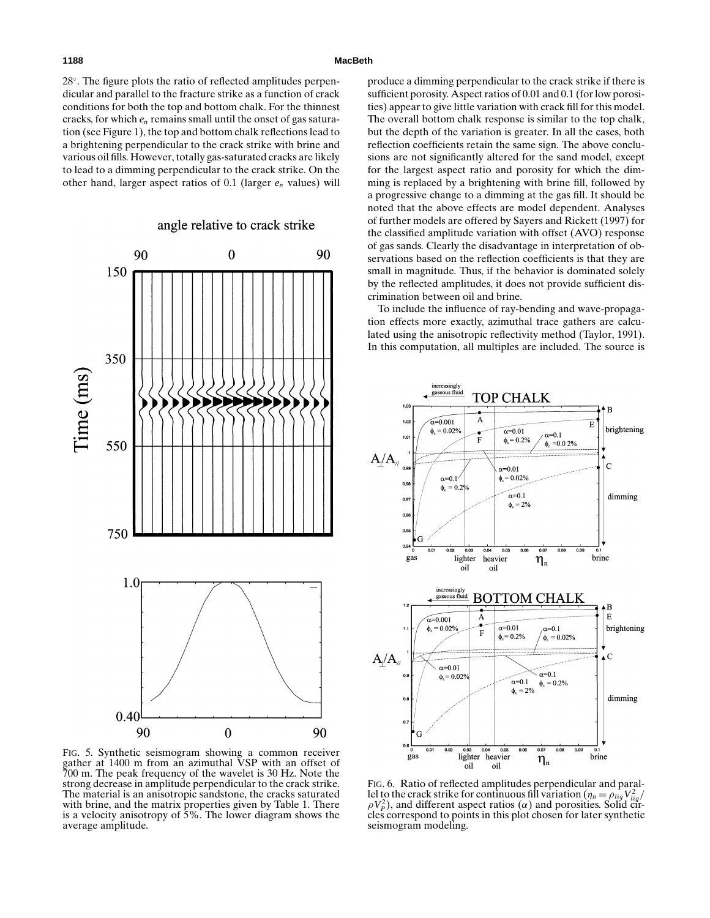28°. The figure plots the ratio of reflected amplitudes perpendicular and parallel to the fracture strike as a function of crack conditions for both the top and bottom chalk. For the thinnest cracks, for which $e_n$ remains small until the onset of gas saturation (see Figure 1), the top and bottom chalk reflections lead to a brightening perpendicular to the crack strike with brine and various oil fills. However, totally gas-saturated cracks are likely to lead to a dimming perpendicular to the crack strike. On the other hand, larger aspect ratios of 0.1 (larger $e_n$ values) will produce a dimming perpendicular to the crack strike if there is sufficient porosity. Aspect ratios of 0.01 and 0.1 (for low porosities) appear to give little variation with crack fill for this model. The overall bottom chalk response is similar to the top chalk, but the depth of the variation is greater. In all the cases, both reflection coefficients retain the same sign. The above conclusions are not significantly altered for the sand model, except for the largest aspect ratio and porosity for which the dimming is replaced by a brightening with brine fill, followed by a progressive change to a dimming at the gas fill. It should be noted that the above effects are model dependent. Analyses of further models are offered by Sayers and Rickett (1997) for the classified amplitude variation with offset (AVO) response of gas sands. Clearly the disadvantage in interpretation of observations based on the reflection coefficients is that they are small in magnitude. Thus, if the behavior is dominated solely by the reflected amplitudes, it does not provide sufficient discrimination between oil and brine.

To include the influence of ray-bending and wave-propagation effects more exactly, azimuthal trace gathers are calculated using the anisotropic reflectivity method (Taylor, 1991). In this computation, all multiples are included. The source is

FIG. 5. Synthetic seismogram showing a common receiver gather at 1400 m from an azimuthal VSP with an offset of 700 m. The peak frequency of the wavelet is 30 Hz. Note the strong decrease in amplitude perpendicular to the crack strike. The material is an anisotropic sandstone, the cracks saturated with brine, and the matrix properties given by Table 1. There is a velocity anisotropy of 5%. The lower diagram shows the average amplitude.

FIG. 6. Ratio of reflected amplitudes perpendicular and parallel to the crack strike for continuous fill variation ($\eta_n = \rho_{liq} V_{liq}^2 / \rho V_P^2$), and different aspect ratios ($\alpha$) and porosities. Solid circles correspond to points in this plot chosen for later synthetic seismogram modeling.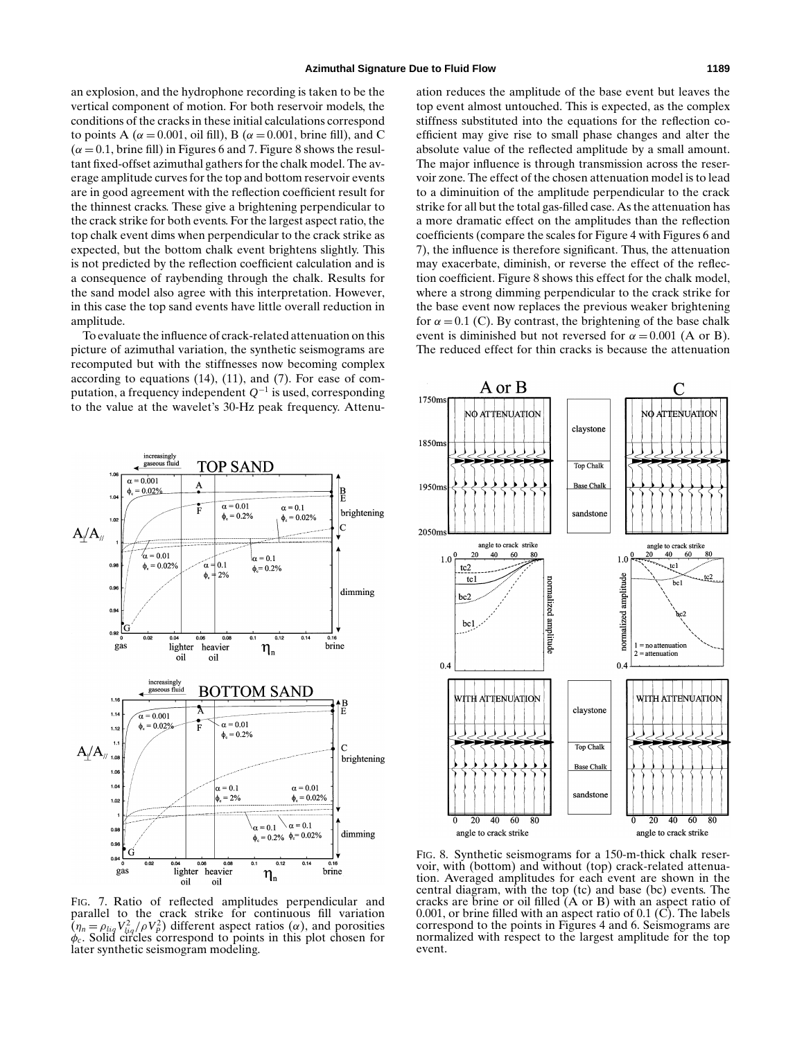an explosion, and the hydrophone recording is taken to be the vertical component of motion. For both reservoir models, the conditions of the cracks in these initial calculations correspond to points A ($\alpha = 0.001$, oil fill), B ($\alpha = 0.001$, brine fill), and C ($\alpha = 0.1$, brine fill) in Figures 6 and 7. Figure 8 shows the resultant fixed-offset azimuthal gathers for the chalk model. The average amplitude curves for the top and bottom reservoir events are in good agreement with the reflection coefficient result for the thinnest cracks. These give a brightening perpendicular to the crack strike for both events. For the largest aspect ratio, the top chalk event dims when perpendicular to the crack strike as expected, but the bottom chalk event brightens slightly. This is not predicted by the reflection coefficient calculation and is a consequence of raybending through the chalk. Results for the sand model also agree with this interpretation. However, in this case the top sand events have little overall reduction in amplitude.

To evaluate the influence of crack-related attenuation on this picture of azimuthal variation, the synthetic seismograms are recomputed but with the stiffnesses now becoming complex according to equations (14), (11), and (7). For ease of computation, a frequency independent $Q^{-1}$ is used, corresponding to the value at the wavelet's 30-Hz peak frequency. Attenuation reduces the amplitude of the base event but leaves the top event almost untouched. This is expected, as the complex stiffness substituted into the equations for the reflection coefficient may give rise to small phase changes and alter the absolute value of the reflected amplitude by a small amount. The major influence is through transmission across the reservoir zone. The effect of the chosen attenuation model is to lead to a diminuition of the amplitude perpendicular to the crack strike for all but the total gas-filled case. As the attenuation has a more dramatic effect on the amplitudes than the reflection coefficients (compare the scales for Figure 4 with Figures 6 and 7), the influence is therefore significant. Thus, the attenuation may exacerbate, diminish, or reverse the effect of the reflection coefficient. Figure 8 shows this effect for the chalk model, where a strong dimming perpendicular to the crack strike for the base event now replaces the previous weaker brightening for $\alpha = 0.1$ (C). By contrast, the brightening of the base chalk event is diminished but not reversed for $\alpha = 0.001$ (A or B). The reduced effect for thin cracks is because the attenuation

FIG. 7. Ratio of reflected amplitudes perpendicular and parallel to the crack strike for continuous fill variation ($\eta_n = \rho_{liq} V_{liq}^2 / \rho V_P^2$) different aspect ratios ($\alpha$), and porosities $\phi_c$. Solid circles correspond to points in this plot chosen for later synthetic seismogram modeling.

FIG. 8. Synthetic seismograms for a 150-m-thick chalk reservoir, with (bottom) and without (top) crack-related attenuation. Averaged amplitudes for each event are shown in the central diagram, with the top (tc) and base (bc) events. The cracks are brine or oil filled (A or B) with an aspect ratio of 0.001, or brine filled with an aspect ratio of 0.1 (C). The labels correspond to the points in Figures 4 and 6. Seismograms are normalized with respect to the largest amplitude for the top event.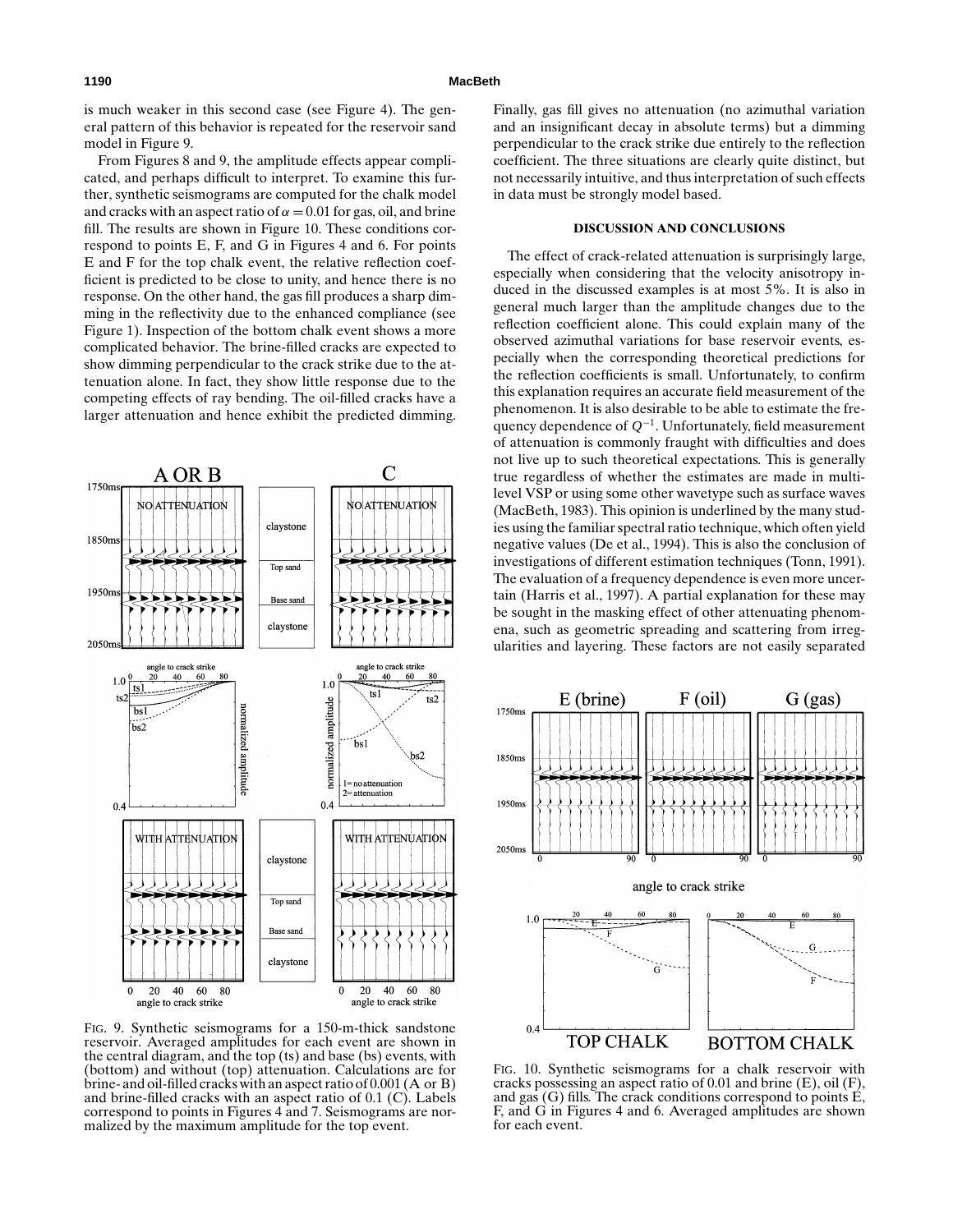is much weaker in this second case (see Figure 4). The general pattern of this behavior is repeated for the reservoir sand model in Figure 9.

From Figures 8 and 9, the amplitude effects appear complicated, and perhaps difficult to interpret. To examine this further, synthetic seismograms are computed for the chalk model and cracks with an aspect ratio of $\alpha = 0.01$ for gas, oil, and brine fill. The results are shown in Figure 10. These conditions correspond to points E, F, and G in Figures 4 and 6. For points E and F for the top chalk event, the relative reflection coefficient is predicted to be close to unity, and hence there is no response. On the other hand, the gas fill produces a sharp dimming in the reflectivity due to the enhanced compliance (see Figure 1). Inspection of the bottom chalk event shows a more complicated behavior. The brine-filled cracks are expected to show dimming perpendicular to the crack strike due to the attenuation alone. In fact, they show little response due to the competing effects of ray bending. The oil-filled cracks have a larger attenuation and hence exhibit the predicted dimming. Finally, gas fill gives no attenuation (no azimuthal variation and an insignificant decay in absolute terms) but a dimming perpendicular to the crack strike due entirely to the reflection coefficient. The three situations are clearly quite distinct, but not necessarily intuitive, and thus interpretation of such effects in data must be strongly model based.

FIG. 9. Synthetic seismograms for a 150-m-thick sandstone reservoir. Averaged amplitudes for each event are shown in the central diagram, and the top (ts) and base (bs) events, with (bottom) and without (top) attenuation. Calculations are for brine- and oil-filled cracks with an aspect ratio of 0.001 (A or B) and brine-filled cracks with an aspect ratio of 0.1 (C). Labels correspond to points in Figures 4 and 7. Seismograms are normalized by the maximum amplitude for the top event.

## DISCUSSION AND CONCLUSIONS

The effect of crack-related attenuation is surprisingly large, especially when considering that the velocity anisotropy induced in the discussed examples is at most 5%. It is also in general much larger than the amplitude changes due to the reflection coefficient alone. This could explain many of the observed azimuthal variations for base reservoir events, especially when the corresponding theoretical predictions for the reflection coefficients is small. Unfortunately, to confirm this explanation requires an accurate field measurement of the phenomenon. It is also desirable to be able to estimate the frequency dependence of $Q^{-1}$. Unfortunately, field measurement of attenuation is commonly fraught with difficulties and does not live up to such theoretical expectations. This is generally true regardless of whether the estimates are made in multilevel VSP or using some other wavetype such as surface waves (MacBeth, 1983). This opinion is underlined by the many studies using the familiar spectral ratio technique, which often yield negative values (De et al., 1994). This is also the conclusion of investigations of different estimation techniques (Tonn, 1991). The evaluation of a frequency dependence is even more uncertain (Harris et al., 1997). A partial explanation for these may be sought in the masking effect of other attenuating phenomena, such as geometric spreading and scattering from irregularities and layering. These factors are not easily separated

FIG. 10. Synthetic seismograms for a chalk reservoir with cracks possessing an aspect ratio of 0.01 and brine (E), oil (F), and gas (G) fills. The crack conditions correspond to points E, F, and G in Figures 4 and 6. Averaged amplitudes are shown for each event.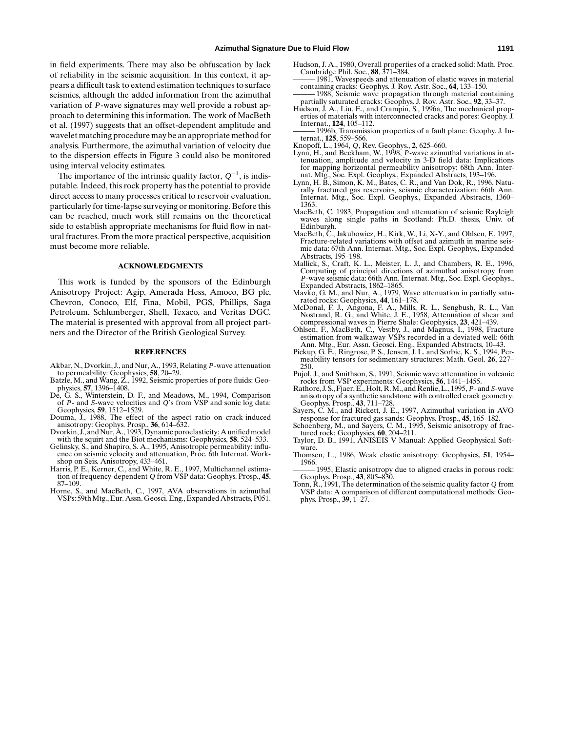in field experiments. There may also be obfuscation by lack of reliability in the seismic acquisition. In this context, it appears a difficult task to extend estimation techniques to surface seismics, although the added information from the azimuthal variation of $P$-wave signatures may well provide a robust approach to determining this information. The work of MacBeth et al. (1997) suggests that an offset-dependent amplitude and wavelet matching procedure may be an appropriate method for analysis. Furthermore, the azimuthal variation of velocity due to the dispersion effects in Figure 3 could also be monitored using interval velocity estimates.

The importance of the intrinsic quality factor, $Q^{-1}$, is indisputable. Indeed, this rock property has the potential to provide direct access to many processes critical to reservoir evaluation, particularly for time-lapse surveying or monitoring. Before this can be reached, much work still remains on the theoretical side to establish appropriate mechanisms for fluid flow in natural fractures. From the more practical perspective, acquisition must become more reliable.

## ACKNOWLEDGMENTS

This work is funded by the sponsors of the Edinburgh Anisotropy Project: Agip, Amerada Hess, Amoco, BG plc, Chevron, Conoco, Elf, Fina, Mobil, PGS, Phillips, Saga Petroleum, Schlumberger, Shell, Texaco, and Veritas DGC. The material is presented with approval from all project partners and the Director of the British Geological Survey.

## REFERENCES

Akbar, N., Dvorkin, J., and Nur, A., 1993, Relating $P$-wave attenuation to permeability: Geophysics, **58**, 20–29.

Batzle, M., and Wang, Z., 1992, Seismic properties of pore fluids: Geophysics, **57**, 1396–1408.

De, G. S., Winterstein, D. F., and Meadows, M., 1994, Comparison of $P$- and $S$-wave velocities and $Q$'s from VSP and sonic log data: Geophysics, **59**, 1512–1529.

Douma, J., 1988, The effect of the aspect ratio on crack-induced anisotropy: Geophys. Prosp., **36**, 614–632.

Dvorkin, J., and Nur, A., 1993, Dynamic poroelasticity: A unified model with the squirt and the Biot mechanisms: Geophysics, **58**, 524–533.

Gelinsky, S., and Shapiro, S. A., 1995, Anisotropic permeability: influence on seismic velocity and attenuation, Proc. 6th Internat. Workshop on Seis. Anisotropy, 433–461.

Harris, P. E., Kerner, C., and White, R. E., 1997, Multichannel estimation of frequency-dependent $Q$ from VSP data: Geophys. Prosp., **45**, 87–109.

Horne, S., and MacBeth, C., 1997, AVA observations in azimuthal VSPs: 59th Mtg., Eur. Assn. Geosci. Eng., Expanded Abstracts, P051.

Hudson, J. A., 1980, Overall properties of a cracked solid: Math. Proc. Cambridge Phil. Soc., **88**, 371–384.

——— 1981, Wavespeeds and attenuation of elastic waves in material containing cracks: Geophys. J. Roy. Astr. Soc., **64**, 133–150.

——— 1988, Seismic wave propagation through material containing partially saturated cracks: Geophys. J. Roy. Astr. Soc., **92**, 33–37.

Hudson, J. A., Liu, E., and Crampin, S., 1996a, The mechanical properties of materials with interconnected cracks and pores: Geophy. J. Internat., **124**, 105–112.

——— 1996b, Transmission properties of a fault plane: Geophy. J. Internat., **125**, 559–566.

Knopoff, L., 1964, $Q$, Rev. Geophys., **2**, 625–660.

Lynn, H., and Beckham, W., 1998, $P$-wave azimuthal variations in attenuation, amplitude and velocity in 3-D field data: Implications for mapping horizontal permeability anisotropy: 68th Ann. Internat. Mtg., Soc. Expl. Geophys., Expanded Abstracts, 193–196.

Lynn, H. B., Simon, K. M., Bates, C. R., and Van Dok, R., 1996, Naturally fractured gas reservoirs, seismic characterization: 66th Ann. Internat. Mtg., Soc. Expl. Geophys., Expanded Abstracts, 1360–1363.

MacBeth, C. 1983, Propagation and attenuation of seismic Rayleigh waves along single paths in Scotland: Ph.D. thesis, Univ. of Edinburgh.

MacBeth, C., Jakubowicz, H., Kirk, W., Li, X-Y., and Ohlsen, F., 1997, Fracture-related variations with offset and azimuth in marine seismic data: 67th Ann. Internat. Mtg., Soc. Expl. Geophys., Expanded Abstracts, 195–198.

Mallick, S., Craft, K. L., Meister, L. J., and Chambers, R. E., 1996, Computing of principal directions of azimuthal anisotropy from $P$-wave seismic data: 66th Ann. Internat. Mtg., Soc. Expl. Geophys., Expanded Abstracts, 1862–1865.

Mavko, G. M., and Nur, A., 1979, Wave attenuation in partially saturated rocks: Geophysics, **44**, 161–178.

McDonal, F. J., Angona, F. A., Mills, R. L., Sengbush, R. L., Van Nostrand, R. G., and White, J. E., 1958, Attenuation of shear and compressional waves in Pierre Shale: Geophysics, **23**, 421–439.

Ohlsen, F., MacBeth, C., Vestby, J., and Magnus, I., 1998, Fracture estimation from walkaway VSPs recorded in a deviated well: 66th Ann. Mtg., Eur. Assn. Geosci. Eng., Expanded Abstracts, 10–43.

Pickup, G. E., Ringrose, P. S., Jensen, J. L. and Sorbie, K. S., 1994, Permeability tensors for sedimentary structures: Math. Geol. **26**, 227–250.

Pujol, J., and Smithson, S., 1991, Seismic wave attenuation in volcanic rocks from VSP experiments: Geophysics, **56**, 1441–1455.

Rathore, J. S., Fjaer, E., Holt, R. M., and Renlie, L., 1995, $P$- and $S$-wave anisotropy of a synthetic sandstone with controlled crack geometry: Geophys. Prosp., **43**, 711–728.

Sayers, C. M., and Rickett, J. E., 1997, Azimuthal variation in AVO response for fractured gas sands: Geophys. Prosp., **45**, 165–182.

Schoenberg, M., and Sayers, C. M., 1995, Seismic anisotropy of fractured rock: Geophysics, **60**, 204–211.

Taylor, D. B., 1991, ANISEIS V Manual: Applied Geophysical Software.

Thomsen, L., 1986, Weak elastic anisotropy: Geophysics, **51**, 1954–1966.

——— 1995, Elastic anisotropy due to aligned cracks in porous rock: Geophys. Prosp., **43**, 805–830.

Tonn, R., 1991, The determination of the seismic quality factor $Q$ from VSP data: A comparison of different computational methods: Geophys. Prosp., **39**, 1–27.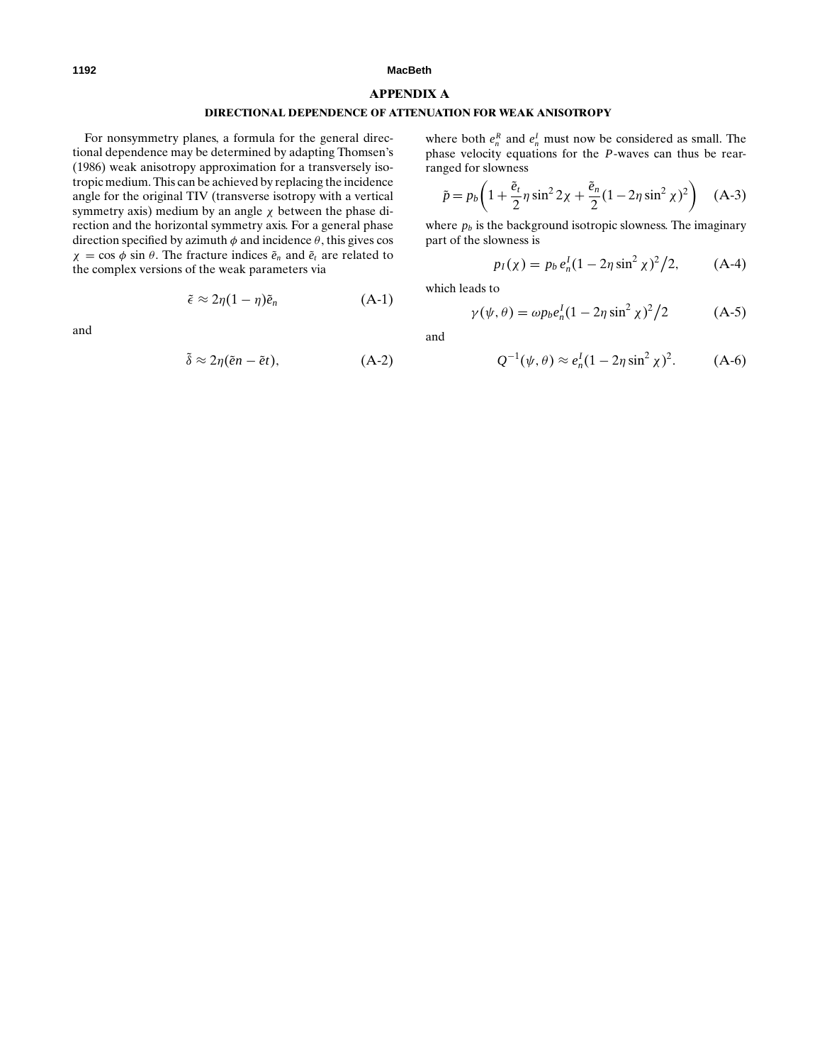## APPENDIX A

### DIRECTIONAL DEPENDENCE OF ATTENUATION FOR WEAK ANISOTROPY

For nonsymmetry planes, a formula for the general directional dependence may be determined by adapting Thomsen's (1986) weak anisotropy approximation for a transversely isotropic medium. This can be achieved by replacing the incidence angle for the original TIV (transverse isotropy with a vertical symmetry axis) medium by an angle $\chi$ between the phase direction and the horizontal symmetry axis. For a general phase direction specified by azimuth $\phi$ and incidence $\theta$, this gives cos $\chi$ = cos $\phi$ sin $\theta$. The fracture indices $\tilde{e}_n$ and $\tilde{e}_t$ are related to the complex versions of the weak parameters via

$$\tilde{\epsilon} \approx 2\eta(1-\eta)\tilde{e}_n \tag{A-1}$$

and

$$\tilde{\delta} \approx 2\eta(\tilde{e}n - \tilde{e}t), \tag{A-2}$$

where both $e_n^R$ and $e_n^I$ must now be considered as small. The phase velocity equations for the $P$-waves can thus be rearranged for slowness

$$\tilde{p} = p_b\left(1 + \frac{\tilde{e}_t}{2}\eta\sin^2 2\chi + \frac{\tilde{e}_n}{2}(1-2\eta\sin^2\chi)^2\right) \tag{A-3}$$

where $p_b$ is the background isotropic slowness. The imaginary part of the slowness is

$$p_I(\chi) = p_b\, e_n^I(1-2\eta\sin^2\chi)^2/2, \tag{A-4}$$

which leads to

$$\gamma(\psi,\theta) = \omega p_b e_n^I(1-2\eta\sin^2\chi)^2/2 \tag{A-5}$$

and

$$Q^{-1}(\psi,\theta) \approx e_n^I(1-2\eta\sin^2\chi)^2. \tag{A-6}$$